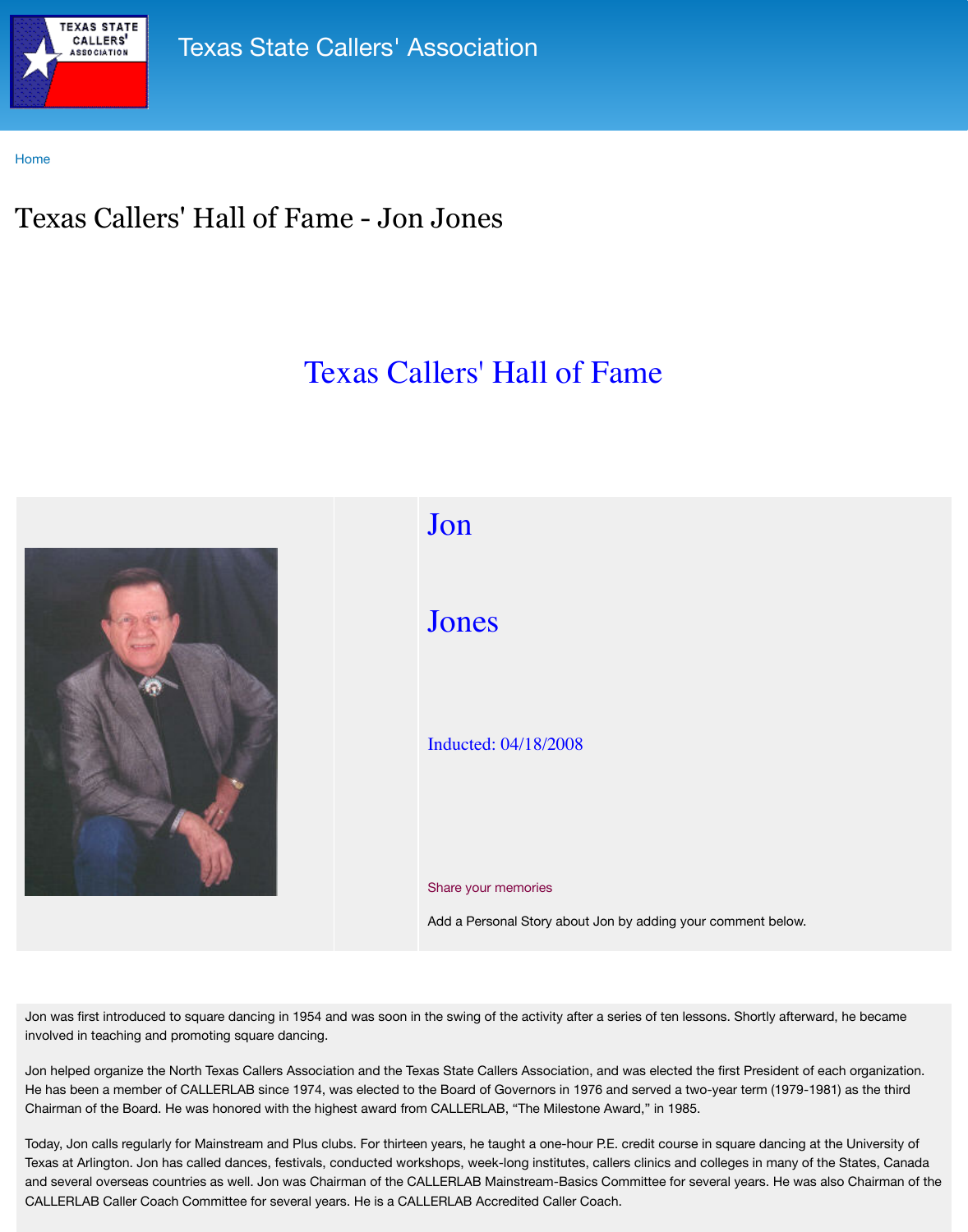Texas State Callers' Association

Home

# Texas Callers' Hall of Fame - Jon Jones

## Texas Callers' Hall of Fame

## Jon

## Jones

Inducted: 04/18/2008

Share your memories

Add a Personal Story about Jon by adding your comment below.

Jon was first introduced to square dancing in 1954 and was soon in the swing of the activity after a series of ten lessons. Shortly afterward, he became involved in teaching and promoting square dancing.

Jon helped organize the North Texas Callers Association and the Texas State Callers Association, and was elected the first President of each organization. He has been a member of CALLERLAB since 1974, was elected to the Board of Governors in 1976 and served a two-year term (1979-1981) as the third Chairman of the Board. He was honored with the highest award from CALLERLAB, "The Milestone Award," in 1985.

Today, Jon calls regularly for Mainstream and Plus clubs. For thirteen years, he taught a one-hour P.E. credit course in square dancing at the University of Texas at Arlington. Jon has called dances, festivals, conducted workshops, week-long institutes, callers clinics and colleges in many of the States, Canada and several overseas countries as well. Jon was Chairman of the CALLERLAB Mainstream-Basics Committee for several years. He was also Chairman of the CALLERLAB Caller Coach Committee for several years. He is a CALLERLAB Accredited Caller Coach.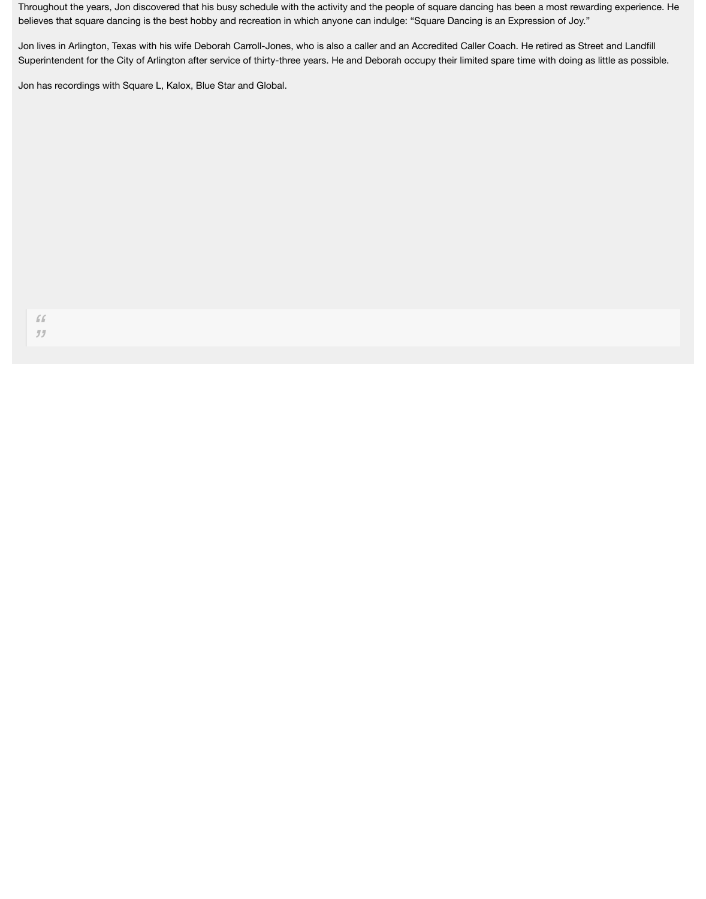Throughout the years, Jon discovered that his busy schedule with the activity and the people of square dancing has been a most rewarding experience. He believes that square dancing is the best hobby and recreation in which anyone can indulge: “Square Dancing is an Expression of Joy.”

Jon lives in Arlington, Texas with his wife Deborah Carroll-Jones, who is also a caller and an Accredited Caller Coach. He retired as Street and Landfill Superintendent for the City of Arlington after service of thirty-three years. He and Deborah occupy their limited spare time with doing as little as possible.

Jon has recordings with Square L, Kalox, Blue Star and Global.